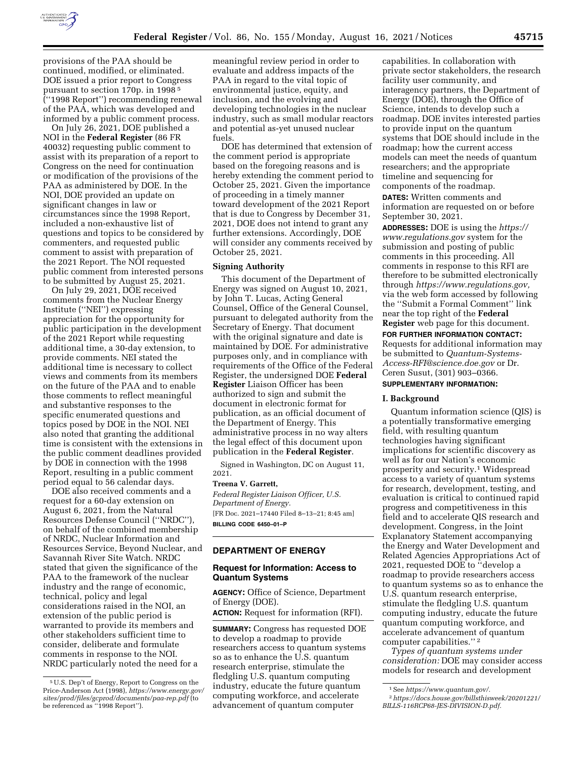provisions of the PAA should be continued, modified, or eliminated. DOE issued a prior report to Congress pursuant to section 170p. in 1998 [5] (''1998 Report'') recommending renewal of the PAA, which was developed and informed by a public comment process.

On July 26, 2021, DOE published a NOI in the **Federal Register** (86 FR 40032) requesting public comment to assist with its preparation of a report to Congress on the need for continuation or modification of the provisions of the PAA as administered by DOE. In the NOI, DOE provided an update on significant changes in law or circumstances since the 1998 Report, included a non-exhaustive list of questions and topics to be considered by commenters, and requested public comment to assist with preparation of the 2021 Report. The NOI requested public comment from interested persons to be submitted by August 25, 2021.

On July 29, 2021, DOE received comments from the Nuclear Energy Institute (''NEI'') expressing appreciation for the opportunity for public participation in the development of the 2021 Report while requesting additional time, a 30-day extension, to provide comments. NEI stated the additional time is necessary to collect views and comments from its members on the future of the PAA and to enable those comments to reflect meaningful and substantive responses to the specific enumerated questions and topics posed by DOE in the NOI. NEI also noted that granting the additional time is consistent with the extensions in the public comment deadlines provided by DOE in connection with the 1998 Report, resulting in a public comment period equal to 56 calendar days.

DOE also received comments and a request for a 60-day extension on August 6, 2021, from the Natural Resources Defense Council (''NRDC''), on behalf of the combined membership of NRDC, Nuclear Information and Resources Service, Beyond Nuclear, and Savannah River Site Watch. NRDC stated that given the significance of the PAA to the framework of the nuclear industry and the range of economic, technical, policy and legal considerations raised in the NOI, an extension of the public period is warranted to provide its members and other stakeholders sufficient time to consider, deliberate and formulate comments in response to the NOI. NRDC particularly noted the need for a meaningful review period in order to evaluate and address impacts of the PAA in regard to the vital topic of environmental justice, equity, and inclusion, and the evolving and developing technologies in the nuclear industry, such as small modular reactors and potential as-yet unused nuclear fuels.

DOE has determined that extension of the comment period is appropriate based on the foregoing reasons and is hereby extending the comment period to October 25, 2021. Given the importance of proceeding in a timely manner toward development of the 2021 Report that is due to Congress by December 31, 2021, DOE does not intend to grant any further extensions. Accordingly, DOE will consider any comments received by October 25, 2021.

**Signing Authority**

This document of the Department of Energy was signed on August 10, 2021, by John T. Lucas, Acting General Counsel, Office of the General Counsel, pursuant to delegated authority from the Secretary of Energy. That document with the original signature and date is maintained by DOE. For administrative purposes only, and in compliance with requirements of the Office of the Federal Register, the undersigned DOE **Federal Register** Liaison Officer has been authorized to sign and submit the document in electronic format for publication, as an official document of the Department of Energy. This administrative process in no way alters the legal effect of this document upon publication in the **Federal Register**.

Signed in Washington, DC on August 11, 2021.

**Treena V. Garrett,**

*Federal Register Liaison Officer, U.S. Department of Energy.*

[FR Doc. 2021–17440 Filed 8–13–21; 8:45 am]

**BILLING CODE 6450–01–P**

## DEPARTMENT OF ENERGY

### Request for Information: Access to Quantum Systems

**AGENCY:** Office of Science, Department of Energy (DOE).

**ACTION:** Request for information (RFI).

**SUMMARY:** Congress has requested DOE to develop a roadmap to provide researchers access to quantum systems so as to enhance the U.S. quantum research enterprise, stimulate the fledgling U.S. quantum computing industry, educate the future quantum computing workforce, and accelerate advancement of quantum computer capabilities. In collaboration with private sector stakeholders, the research facility user community, and interagency partners, the Department of Energy (DOE), through the Office of Science, intends to develop such a roadmap. DOE invites interested parties to provide input on the quantum systems that DOE should include in the roadmap; how the current access models can meet the needs of quantum researchers; and the appropriate timeline and sequencing for components of the roadmap.

**DATES:** Written comments and information are requested on or before September 30, 2021.

**ADDRESSES:** DOE is using the *https://www.regulations.gov* system for the submission and posting of public comments in this proceeding. All comments in response to this RFI are therefore to be submitted electronically through *https://www.regulations.gov,* via the web form accessed by following the ''Submit a Formal Comment'' link near the top right of the **Federal Register** web page for this document.

**FOR FURTHER INFORMATION CONTACT:** Requests for additional information may be submitted to *Quantum-Systems-Access-RFI@science.doe.gov* or Dr. Ceren Susut, (301) 903–0366.

**SUPPLEMENTARY INFORMATION:**

**I. Background**

Quantum information science (QIS) is a potentially transformative emerging field, with resulting quantum technologies having significant implications for scientific discovery as well as for our Nation's economic prosperity and security.[1] Widespread access to a variety of quantum systems for research, development, testing, and evaluation is critical to continued rapid progress and competitiveness in this field and to accelerate QIS research and development. Congress, in the Joint Explanatory Statement accompanying the Energy and Water Development and Related Agencies Appropriations Act of 2021, requested DOE to ''develop a roadmap to provide researchers access to quantum systems so as to enhance the U.S. quantum research enterprise, stimulate the fledgling U.S. quantum computing industry, educate the future quantum computing workforce, and accelerate advancement of quantum computer capabilities.'' [2]

*Types of quantum systems under consideration:* DOE may consider access models for research and development

[5] U.S. Dep't of Energy, Report to Congress on the Price-Anderson Act (1998), *https://www.energy.gov/sites/prod/files/gcprod/documents/paa-rep.pdf* (to be referenced as ''1998 Report'').

[1] See *https://www.quantum.gov/.*

[2] *https://docs.house.gov/billsthisweek/20201221/BILLS-116RCP68-JES-DIVISION-D.pdf.*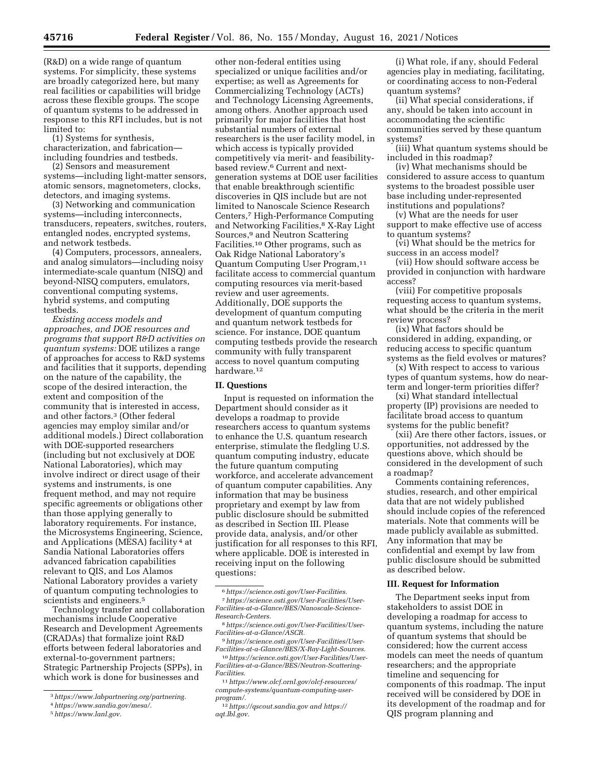(R&D) on a wide range of quantum systems. For simplicity, these systems are broadly categorized here, but many real facilities or capabilities will bridge across these flexible groups. The scope of quantum systems to be addressed in response to this RFI includes, but is not limited to:

(1) Systems for synthesis, characterization, and fabrication—including foundries and testbeds.

(2) Sensors and measurement systems—including light-matter sensors, atomic sensors, magnetometers, clocks, detectors, and imaging systems.

(3) Networking and communication systems—including interconnects, transducers, repeaters, switches, routers, entangled nodes, encrypted systems, and network testbeds.

(4) Computers, processors, annealers, and analog simulators—including noisy intermediate-scale quantum (NISQ) and beyond-NISQ computers, emulators, conventional computing systems, hybrid systems, and computing testbeds.

*Existing access models and approaches, and DOE resources and programs that support R&D activities on quantum systems:* DOE utilizes a range of approaches for access to R&D systems and facilities that it supports, depending on the nature of the capability, the scope of the desired interaction, the extent and composition of the community that is interested in access, and other factors.[3] (Other federal agencies may employ similar and/or additional models.) Direct collaboration with DOE-supported researchers (including but not exclusively at DOE National Laboratories), which may involve indirect or direct usage of their systems and instruments, is one frequent method, and may not require specific agreements or obligations other than those applying generally to laboratory requirements. For instance, the Microsystems Engineering, Science, and Applications (MESA) facility[4] at Sandia National Laboratories offers advanced fabrication capabilities relevant to QIS, and Los Alamos National Laboratory provides a variety of quantum computing technologies to scientists and engineers.[5]

Technology transfer and collaboration mechanisms include Cooperative Research and Development Agreements (CRADAs) that formalize joint R&D efforts between federal laboratories and external-to-government partners; Strategic Partnership Projects (SPPs), in which work is done for businesses and other non-federal entities using specialized or unique facilities and/or expertise; as well as Agreements for Commercializing Technology (ACTs) and Technology Licensing Agreements, among others. Another approach used primarily for major facilities that host substantial numbers of external researchers is the user facility model, in which access is typically provided competitively via merit- and feasibility-based review.[6] Current and next-generation systems at DOE user facilities that enable breakthrough scientific discoveries in QIS include but are not limited to Nanoscale Science Research Centers,[7] High-Performance Computing and Networking Facilities,[8] X-Ray Light Sources,[9] and Neutron Scattering Facilities.[10] Other programs, such as Oak Ridge National Laboratory's Quantum Computing User Program,[11] facilitate access to commercial quantum computing resources via merit-based review and user agreements. Additionally, DOE supports the development of quantum computing and quantum network testbeds for science. For instance, DOE quantum computing testbeds provide the research community with fully transparent access to novel quantum computing hardware.[12]

## II. Questions

Input is requested on information the Department should consider as it develops a roadmap to provide researchers access to quantum systems to enhance the U.S. quantum research enterprise, stimulate the fledgling U.S. quantum computing industry, educate the future quantum computing workforce, and accelerate advancement of quantum computer capabilities. Any information that may be business proprietary and exempt by law from public disclosure should be submitted as described in Section III. Please provide data, analysis, and/or other justification for all responses to this RFI, where applicable. DOE is interested in receiving input on the following questions:

(i) What role, if any, should Federal agencies play in mediating, facilitating, or coordinating access to non-Federal quantum systems?

(ii) What special considerations, if any, should be taken into account in accommodating the scientific communities served by these quantum systems?

(iii) What quantum systems should be included in this roadmap?

(iv) What mechanisms should be considered to assure access to quantum systems to the broadest possible user base including under-represented institutions and populations?

(v) What are the needs for user support to make effective use of access to quantum systems?

(vi) What should be the metrics for success in an access model?

(vii) How should software access be provided in conjunction with hardware access?

(viii) For competitive proposals requesting access to quantum systems, what should be the criteria in the merit review process?

(ix) What factors should be considered in adding, expanding, or reducing access to specific quantum systems as the field evolves or matures?

(x) With respect to access to various types of quantum systems, how do near-term and longer-term priorities differ?

(xi) What standard intellectual property (IP) provisions are needed to facilitate broad access to quantum systems for the public benefit?

(xii) Are there other factors, issues, or opportunities, not addressed by the questions above, which should be considered in the development of such a roadmap?

Comments containing references, studies, research, and other empirical data that are not widely published should include copies of the referenced materials. Note that comments will be made publicly available as submitted. Any information that may be confidential and exempt by law from public disclosure should be submitted as described below.

## III. Request for Information

The Department seeks input from stakeholders to assist DOE in developing a roadmap for access to quantum systems, including the nature of quantum systems that should be considered; how the current access models can meet the needs of quantum researchers; and the appropriate timeline and sequencing for components of this roadmap. The input received will be considered by DOE in its development of the roadmap and for QIS program planning and

---

[3] *https://www.labpartnering.org/partnering.*

[4] *https://www.sandia.gov/mesa/.*

[5] *https://www.lanl.gov.*

[6] *https://science.osti.gov/User-Facilities.*

[7] *https://science.osti.gov/User-Facilities/User-Facilities-at-a-Glance/BES/Nanoscale-Science-Research-Centers.*

[8] *https://science.osti.gov/User-Facilities/User-Facilities-at-a-Glance/ASCR.*

[9] *https://science.osti.gov/User-Facilities/User-Facilities-at-a-Glance/BES/X-Ray-Light-Sources.*

[10] *https://science.osti.gov/User-Facilities/User-Facilities-at-a-Glance/BES/Neutron-Scattering-Facilities.*

[11] *https://www.olcf.ornl.gov/olcf-resources/compute-systems/quantum-computing-user-program/.*

[12] *https://qscout.sandia.gov and https://aqt.lbl.gov.*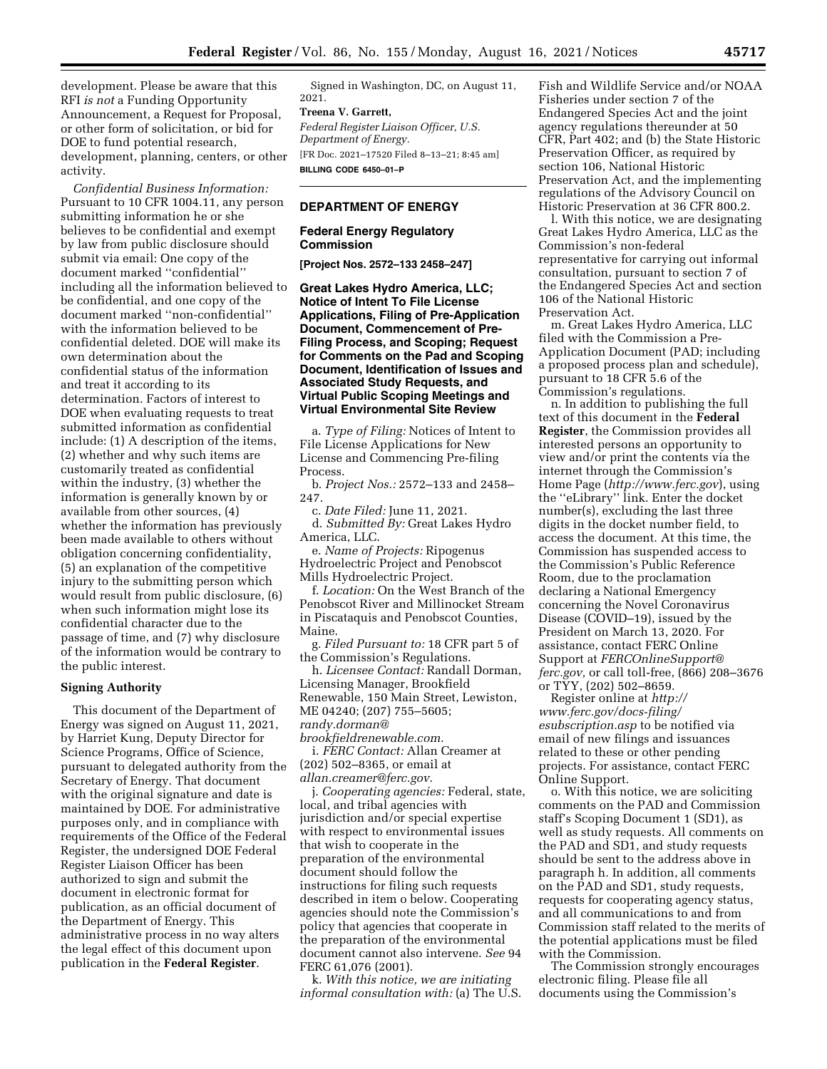development. Please be aware that this RFI *is not* a Funding Opportunity Announcement, a Request for Proposal, or other form of solicitation, or bid for DOE to fund potential research, development, planning, centers, or other activity.

*Confidential Business Information:* Pursuant to 10 CFR 1004.11, any person submitting information he or she believes to be confidential and exempt by law from public disclosure should submit via email: One copy of the document marked ''confidential'' including all the information believed to be confidential, and one copy of the document marked ''non-confidential'' with the information believed to be confidential deleted. DOE will make its own determination about the confidential status of the information and treat it according to its determination. Factors of interest to DOE when evaluating requests to treat submitted information as confidential include: (1) A description of the items, (2) whether and why such items are customarily treated as confidential within the industry, (3) whether the information is generally known by or available from other sources, (4) whether the information has previously been made available to others without obligation concerning confidentiality, (5) an explanation of the competitive injury to the submitting person which would result from public disclosure, (6) when such information might lose its confidential character due to the passage of time, and (7) why disclosure of the information would be contrary to the public interest.

**Signing Authority**

This document of the Department of Energy was signed on August 11, 2021, by Harriet Kung, Deputy Director for Science Programs, Office of Science, pursuant to delegated authority from the Secretary of Energy. That document with the original signature and date is maintained by DOE. For administrative purposes only, and in compliance with requirements of the Office of the Federal Register, the undersigned DOE Federal Register Liaison Officer has been authorized to sign and submit the document in electronic format for publication, as an official document of the Department of Energy. This administrative process in no way alters the legal effect of this document upon publication in the **Federal Register**.

Signed in Washington, DC, on August 11, 2021.

**Treena V. Garrett,**

*Federal Register Liaison Officer, U.S. Department of Energy.*

[FR Doc. 2021–17520 Filed 8–13–21; 8:45 am]

**BILLING CODE 6450–01–P**

## DEPARTMENT OF ENERGY

### Federal Energy Regulatory Commission

**[Project Nos. 2572–133 2458–247]**

### Great Lakes Hydro America, LLC; Notice of Intent To File License Applications, Filing of Pre-Application Document, Commencement of Pre-Filing Process, and Scoping; Request for Comments on the Pad and Scoping Document, Identification of Issues and Associated Study Requests, and Virtual Public Scoping Meetings and Virtual Environmental Site Review

a. *Type of Filing:* Notices of Intent to File License Applications for New License and Commencing Pre-filing Process.

b. *Project Nos.:* 2572–133 and 2458–247.

c. *Date Filed:* June 11, 2021.

d. *Submitted By:* Great Lakes Hydro America, LLC.

e. *Name of Projects:* Ripogenus Hydroelectric Project and Penobscot Mills Hydroelectric Project.

f. *Location:* On the West Branch of the Penobscot River and Millinocket Stream in Piscataquis and Penobscot Counties, Maine.

g. *Filed Pursuant to:* 18 CFR part 5 of the Commission's Regulations.

h. *Licensee Contact:* Randall Dorman, Licensing Manager, Brookfield Renewable, 150 Main Street, Lewiston, ME 04240; (207) 755–5605; *randy.dorman@brookfieldrenewable.com.*

i. *FERC Contact:* Allan Creamer at (202) 502–8365, or email at *allan.creamer@ferc.gov*.

j. *Cooperating agencies:* Federal, state, local, and tribal agencies with jurisdiction and/or special expertise with respect to environmental issues that wish to cooperate in the preparation of the environmental document should follow the instructions for filing such requests described in item o below. Cooperating agencies should note the Commission's policy that agencies that cooperate in the preparation of the environmental document cannot also intervene. *See* 94 FERC 61,076 (2001).

k. *With this notice, we are initiating informal consultation with:* (a) The U.S. Fish and Wildlife Service and/or NOAA Fisheries under section 7 of the Endangered Species Act and the joint agency regulations thereunder at 50 CFR, Part 402; and (b) the State Historic Preservation Officer, as required by section 106, National Historic Preservation Act, and the implementing regulations of the Advisory Council on Historic Preservation at 36 CFR 800.2.

l. With this notice, we are designating Great Lakes Hydro America, LLC as the Commission's non-federal representative for carrying out informal consultation, pursuant to section 7 of the Endangered Species Act and section 106 of the National Historic Preservation Act.

m. Great Lakes Hydro America, LLC filed with the Commission a Pre-Application Document (PAD; including a proposed process plan and schedule), pursuant to 18 CFR 5.6 of the Commission's regulations.

n. In addition to publishing the full text of this document in the **Federal Register**, the Commission provides all interested persons an opportunity to view and/or print the contents via the internet through the Commission's Home Page (*http://www.ferc.gov*), using the ''eLibrary'' link. Enter the docket number(s), excluding the last three digits in the docket number field, to access the document. At this time, the Commission has suspended access to the Commission's Public Reference Room, due to the proclamation declaring a National Emergency concerning the Novel Coronavirus Disease (COVID–19), issued by the President on March 13, 2020. For assistance, contact FERC Online Support at *FERCOnlineSupport@ferc.gov,* or call toll-free, (866) 208–3676 or TYY, (202) 502–8659.

Register online at *http://www.ferc.gov/docs-filing/esubscription.asp* to be notified via email of new filings and issuances related to these or other pending projects. For assistance, contact FERC Online Support.

o. With this notice, we are soliciting comments on the PAD and Commission staff's Scoping Document 1 (SD1), as well as study requests. All comments on the PAD and SD1, and study requests should be sent to the address above in paragraph h. In addition, all comments on the PAD and SD1, study requests, requests for cooperating agency status, and all communications to and from Commission staff related to the merits of the potential applications must be filed with the Commission.

The Commission strongly encourages electronic filing. Please file all documents using the Commission's